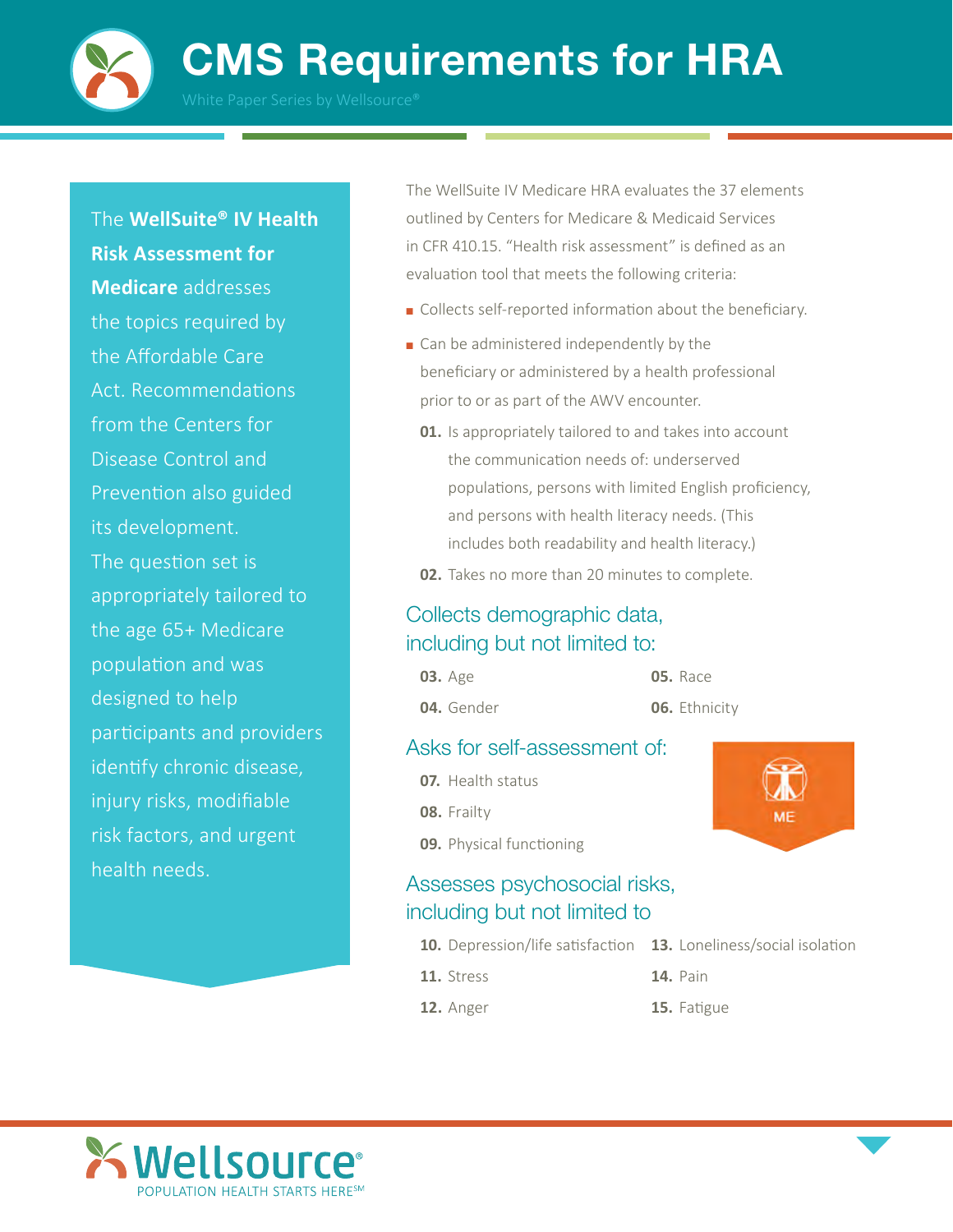# CMS Requirements for HRA

White Paper Series by Wellsource®

The **WellSuite® IV Health Risk Assessment for Medicare** addresses the topics required by the Affordable Care Act. Recommendations from the Centers for Disease Control and Prevention also guided its development. The question set is appropriately tailored to the age 65+ Medicare population and was designed to help participants and providers identify chronic disease, injury risks, modifiable risk factors, and urgent health needs.

The WellSuite IV Medicare HRA evaluates the 37 elements outlined by Centers for Medicare & Medicaid Services in CFR 410.15. "Health risk assessment" is defined as an evaluation tool that meets the following criteria:

- Collects self-reported information about the beneficiary.
- Can be administered independently by the beneficiary or administered by a health professional prior to or as part of the AWV encounter.

**01.** Is appropriately tailored to and takes into account the communication needs of: underserved populations, persons with limited English proficiency, and persons with health literacy needs. (This includes both readability and health literacy.)

**02.** Takes no more than 20 minutes to complete.

## Collects demographic data, including but not limited to:

**03.** Age
**04.** Gender
**05.** Race
**06.** Ethnicity

## Asks for self-assessment of:

**07.** Health status
**08.** Frailty
**09.** Physical functioning

ME

## Assesses psychosocial risks, including but not limited to

**10.** Depression/life satisfaction
**11.** Stress
**12.** Anger
**13.** Loneliness/social isolation
**14.** Pain
**15.** Fatigue

Wellsource®
POPULATION HEALTH STARTS HERE℠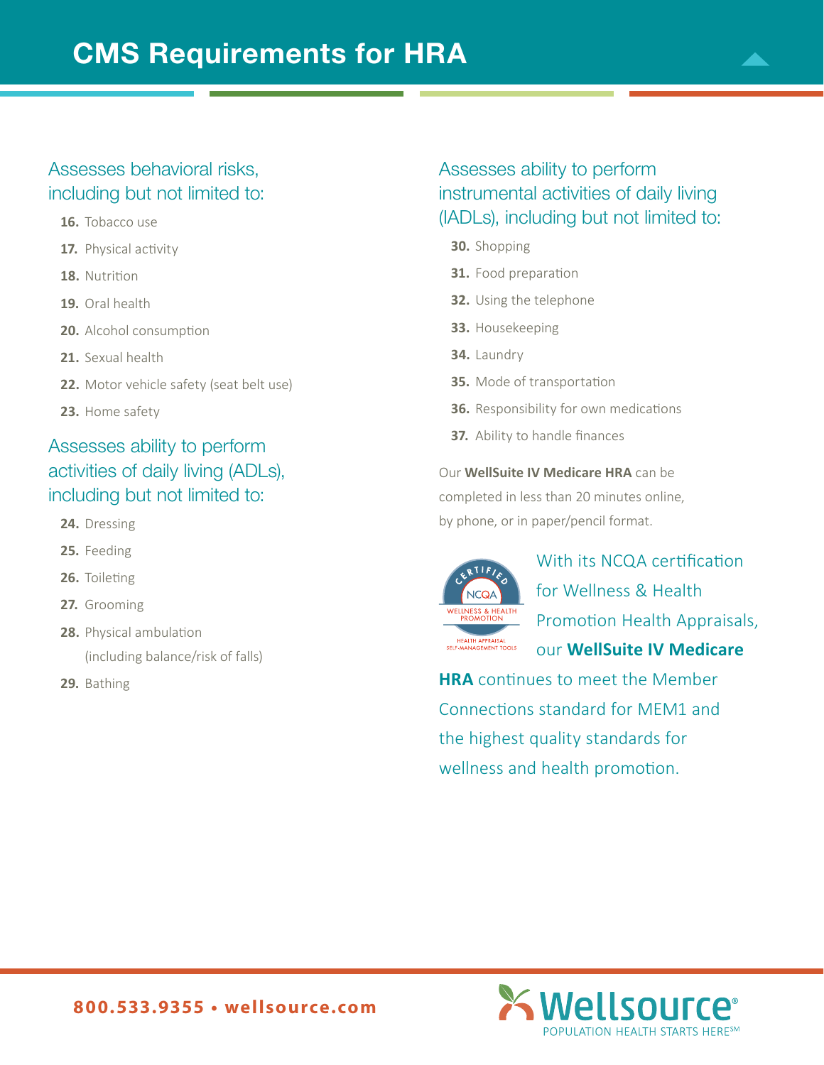# CMS Requirements for HRA

## Assesses behavioral risks, including but not limited to:

16. Tobacco use
17. Physical activity
18. Nutrition
19. Oral health
20. Alcohol consumption
21. Sexual health
22. Motor vehicle safety (seat belt use)
23. Home safety

## Assesses ability to perform activities of daily living (ADLs), including but not limited to:

24. Dressing
25. Feeding
26. Toileting
27. Grooming
28. Physical ambulation (including balance/risk of falls)
29. Bathing

## Assesses ability to perform instrumental activities of daily living (IADLs), including but not limited to:

30. Shopping
31. Food preparation
32. Using the telephone
33. Housekeeping
34. Laundry
35. Mode of transportation
36. Responsibility for own medications
37. Ability to handle finances

Our **WellSuite IV Medicare HRA** can be completed in less than 20 minutes online, by phone, or in paper/pencil format.

CERTIFIED NCQA WELLNESS & HEALTH PROMOTION HEALTH APPRAISAL SELF-MANAGEMENT TOOLS

With its NCQA certification for Wellness & Health Promotion Health Appraisals, our **WellSuite IV Medicare HRA** continues to meet the Member Connections standard for MEM1 and the highest quality standards for wellness and health promotion.

**800.533.9355 • wellsource.com**

Wellsource® POPULATION HEALTH STARTS HERE℠